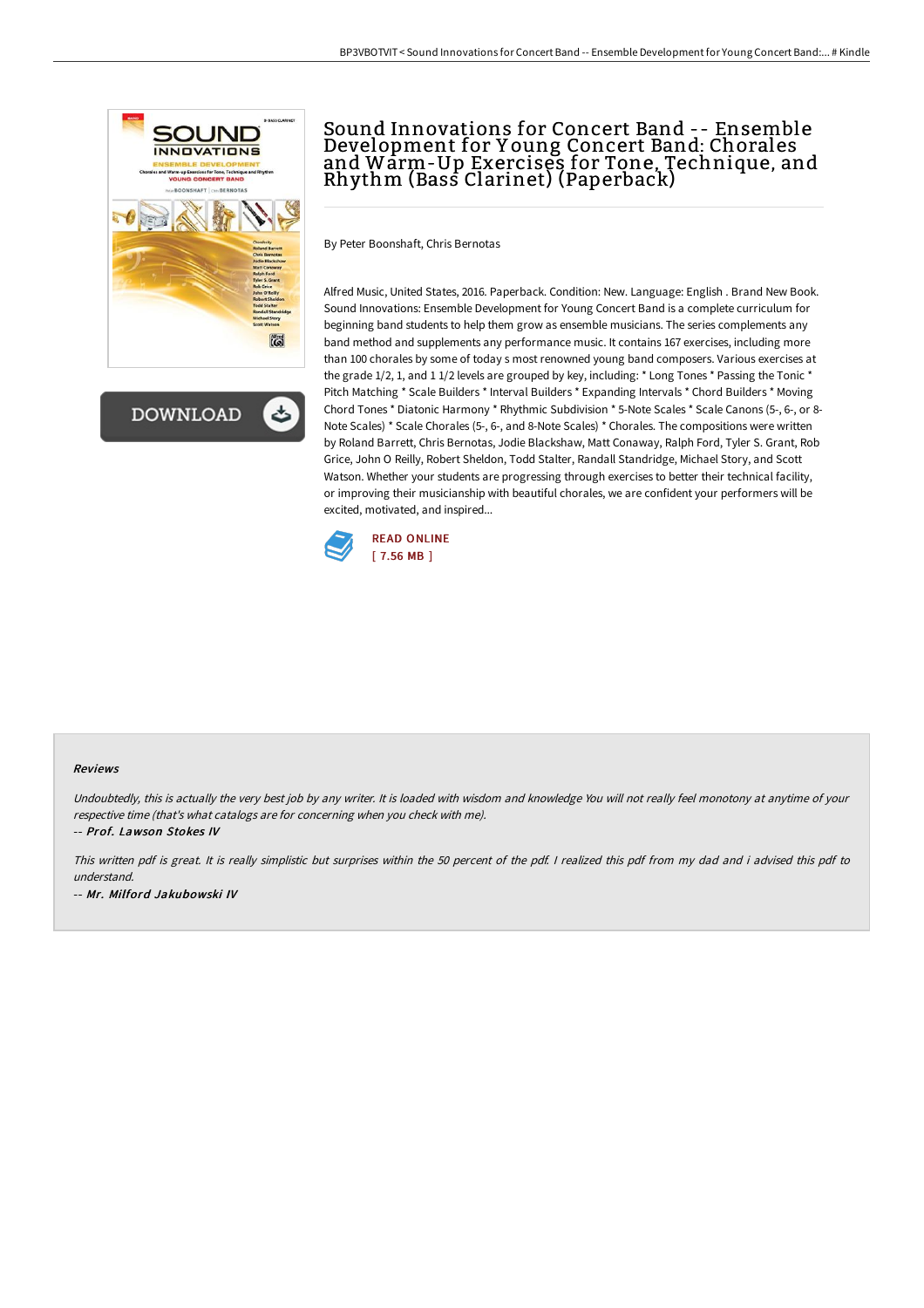# Sound Innovations for Concert Band -- Ensemble Development for Young Concert Band: Chorales and Warm-Up Exercises for Tone, Technique, and Rhythm (Bass Clarinet) (Paperback)

By Peter Boonshaft, Chris Bernotas

Alfred Music, United States, 2016. Paperback. Condition: New. Language: English . Brand New Book. Sound Innovations: Ensemble Development for Young Concert Band is a complete curriculum for beginning band students to help them grow as ensemble musicians. The series complements any band method and supplements any performance music. It contains 167 exercises, including more than 100 chorales by some of today s most renowned young band composers. Various exercises at the grade 1/2, 1, and 1 1/2 levels are grouped by key, including: * Long Tones * Passing the Tonic * Pitch Matching * Scale Builders * Interval Builders * Expanding Intervals * Chord Builders * Moving Chord Tones * Diatonic Harmony * Rhythmic Subdivision * 5-Note Scales * Scale Canons (5-, 6-, or 8-Note Scales) * Scale Chorales (5-, 6-, and 8-Note Scales) * Chorales. The compositions were written by Roland Barrett, Chris Bernotas, Jodie Blackshaw, Matt Conaway, Ralph Ford, Tyler S. Grant, Rob Grice, John O Reilly, Robert Sheldon, Todd Stalter, Randall Standridge, Michael Story, and Scott Watson. Whether your students are progressing through exercises to better their technical facility, or improving their musicianship with beautiful chorales, we are confident your performers will be excited, motivated, and inspired...

READ ONLINE
[ 7.56 MB ]

### Reviews

*Undoubtedly, this is actually the very best job by any writer. It is loaded with wisdom and knowledge You will not really feel monotony at anytime of your respective time (that's what catalogs are for concerning when you check with me).*

*-- Prof. Lawson Stokes IV*

*This written pdf is great. It is really simplistic but surprises within the 50 percent of the pdf. I realized this pdf from my dad and i advised this pdf to understand.*

*-- Mr. Milford Jakubowski IV*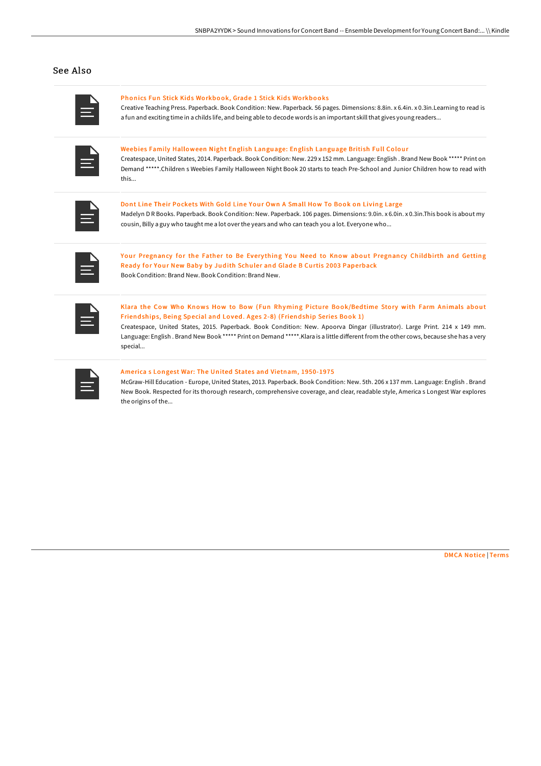## See Also

### Phonics Fun Stick Kids Workbook, Grade 1 Stick Kids Workbooks

Creative Teaching Press. Paperback. Book Condition: New. Paperback. 56 pages. Dimensions: 8.8in. x 6.4in. x 0.3in.Learning to read is a fun and exciting time in a childs life, and being able to decode words is an important skill that gives young readers...

### Weebies Family Halloween Night English Language: English Language British Full Colour

Createspace, United States, 2014. Paperback. Book Condition: New. 229 x 152 mm. Language: English . Brand New Book ***** Print on Demand *****.Children s Weebies Family Halloween Night Book 20 starts to teach Pre-School and Junior Children how to read with this...

### Dont Line Their Pockets With Gold Line Your Own A Small How To Book on Living Large

Madelyn D R Books. Paperback. Book Condition: New. Paperback. 106 pages. Dimensions: 9.0in. x 6.0in. x 0.3in.This book is about my cousin, Billy a guy who taught me a lot over the years and who can teach you a lot. Everyone who...

### Your Pregnancy for the Father to Be Everything You Need to Know about Pregnancy Childbirth and Getting Ready for Your New Baby by Judith Schuler and Glade B Curtis 2003 Paperback

Book Condition: Brand New. Book Condition: Brand New.

### Klara the Cow Who Knows How to Bow (Fun Rhyming Picture Book/Bedtime Story with Farm Animals about Friendships, Being Special and Loved. Ages 2-8) (Friendship Series Book 1)

Createspace, United States, 2015. Paperback. Book Condition: New. Apoorva Dingar (illustrator). Large Print. 214 x 149 mm. Language: English . Brand New Book ***** Print on Demand *****.Klara is a little different from the other cows, because she has a very special...

### America s Longest War: The United States and Vietnam, 1950-1975

McGraw-Hill Education - Europe, United States, 2013. Paperback. Book Condition: New. 5th. 206 x 137 mm. Language: English . Brand New Book. Respected for its thorough research, comprehensive coverage, and clear, readable style, America s Longest War explores the origins of the...